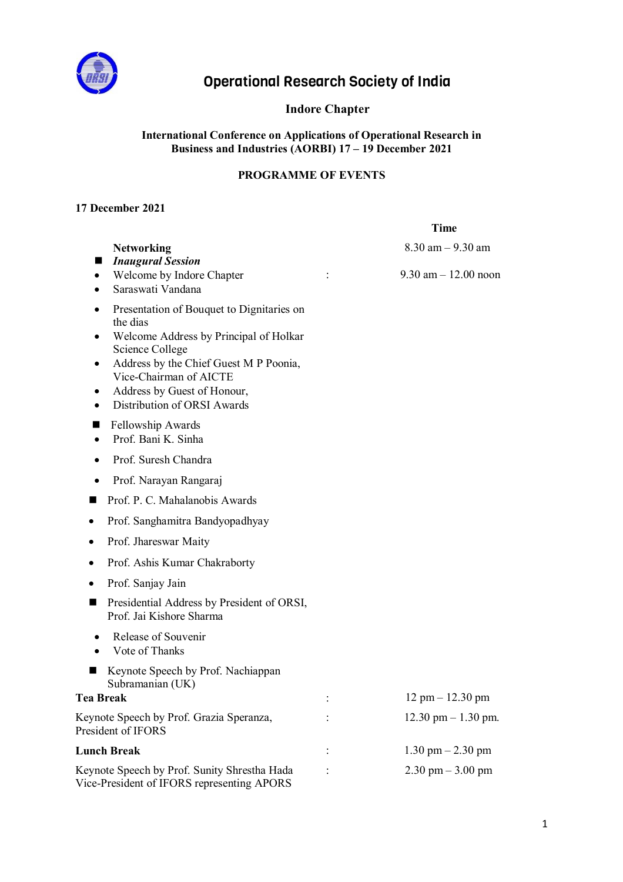# Operational Research Society of India

## Indore Chapter

### International Conference on Applications of Operational Research in Business and Industries (AORBI) 17 – 19 December 2021

### PROGRAMME OF EVENTS

**17 December 2021**

| | | **Time** |
|---|---|---|
| **Networking** | | 8.30 am – 9.30 am |
| ■ ***Inaugural Session*** <br>• Welcome by Indore Chapter <br>• Saraswati Vandana <br>• Presentation of Bouquet to Dignitaries on the dias <br>• Welcome Address by Principal of Holkar Science College <br>• Address by the Chief Guest M P Poonia, Vice-Chairman of AICTE <br>• Address by Guest of Honour, <br>• Distribution of ORSI Awards <br>■ Fellowship Awards <br>• Prof. Bani K. Sinha <br>• Prof. Suresh Chandra <br>• Prof. Narayan Rangaraj <br>■ Prof. P. C. Mahalanobis Awards <br>• Prof. Sanghamitra Bandyopadhyay <br>• Prof. Jhareswar Maity <br>• Prof. Ashis Kumar Chakraborty <br>• Prof. Sanjay Jain <br>■ Presidential Address by President of ORSI, Prof. Jai Kishore Sharma <br>• Release of Souvenir <br>• Vote of Thanks <br>■ Keynote Speech by Prof. Nachiappan Subramanian (UK) | : | 9.30 am – 12.00 noon |
| **Tea Break** | : | 12 pm – 12.30 pm |
| Keynote Speech by Prof. Grazia Speranza, President of IFORS | : | 12.30 pm – 1.30 pm. |
| **Lunch Break** | : | 1.30 pm – 2.30 pm |
| Keynote Speech by Prof. Sunity Shrestha Hada Vice-President of IFORS representing APORS | : | 2.30 pm – 3.00 pm |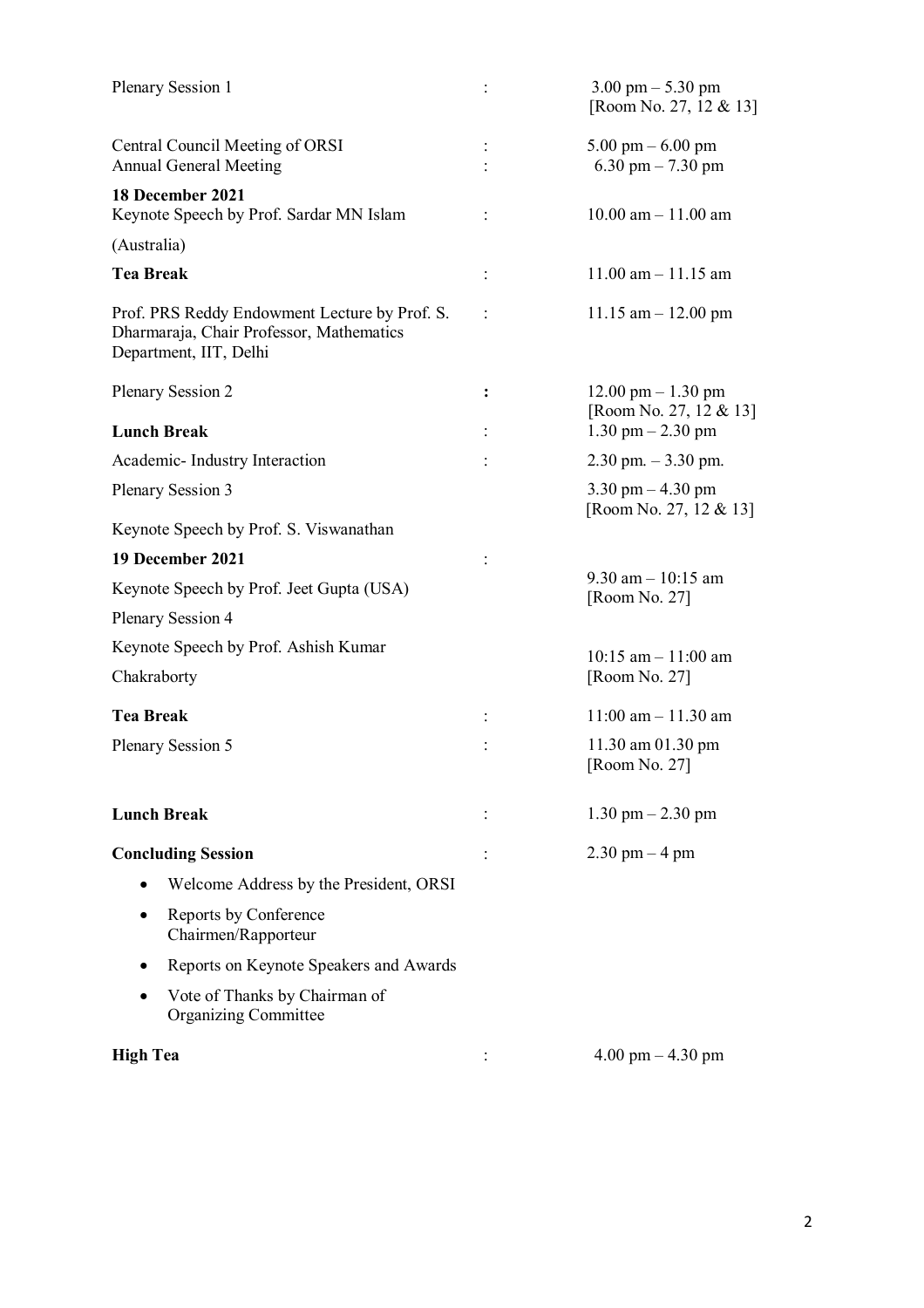| | | |
|---|---|---|
| Plenary Session 1 | : | 3.00 pm – 5.30 pm [Room No. 27, 12 & 13] |
| Central Council Meeting of ORSI | : | 5.00 pm – 6.00 pm |
| Annual General Meeting | : | 6.30 pm – 7.30 pm |
| **18 December 2021** | | |
| Keynote Speech by Prof. Sardar MN Islam (Australia) | : | 10.00 am – 11.00 am |
| **Tea Break** | : | 11.00 am – 11.15 am |
| Prof. PRS Reddy Endowment Lecture by Prof. S. Dharmaraja, Chair Professor, Mathematics Department, IIT, Delhi | : | 11.15 am – 12.00 pm |
| Plenary Session 2 | : | 12.00 pm – 1.30 pm [Room No. 27, 12 & 13] |
| **Lunch Break** | : | 1.30 pm – 2.30 pm |
| Academic- Industry Interaction | : | 2.30 pm. – 3.30 pm. |
| Plenary Session 3 | | 3.30 pm – 4.30 pm [Room No. 27, 12 & 13] |
| Keynote Speech by Prof. S. Viswanathan | | |
| **19 December 2021** | : | |
| Keynote Speech by Prof. Jeet Gupta (USA) | | 9.30 am – 10:15 am [Room No. 27] |
| Plenary Session 4 | | |
| Keynote Speech by Prof. Ashish Kumar Chakraborty | | 10:15 am – 11:00 am [Room No. 27] |
| **Tea Break** | : | 11:00 am – 11.30 am |
| Plenary Session 5 | : | 11.30 am 01.30 pm [Room No. 27] |
| **Lunch Break** | : | 1.30 pm – 2.30 pm |
| **Concluding Session** | : | 2.30 pm – 4 pm |
| **High Tea** | : | 4.00 pm – 4.30 pm |

**Concluding Session:**

- Welcome Address by the President, ORSI
- Reports by Conference Chairmen/Rapporteur
- Reports on Keynote Speakers and Awards
- Vote of Thanks by Chairman of Organizing Committee